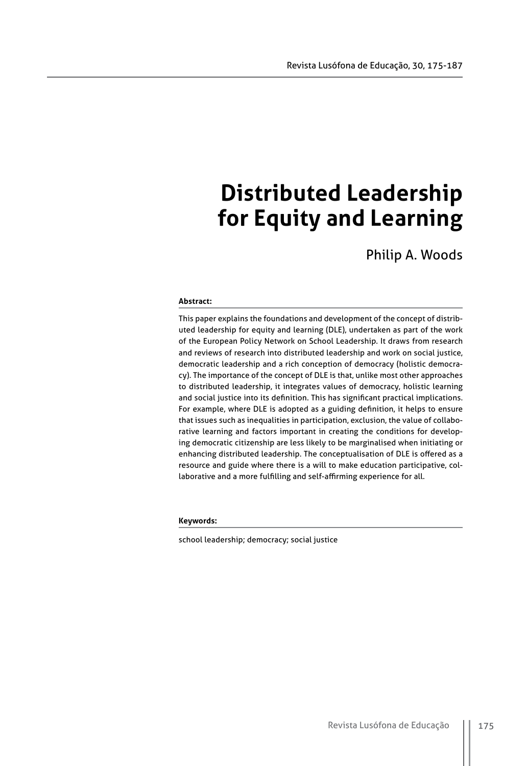# Distributed Leadership for Equity and Learning

Philip A. Woods

**Abstract:**

This paper explains the foundations and development of the concept of distributed leadership for equity and learning (DLE), undertaken as part of the work of the European Policy Network on School Leadership. It draws from research and reviews of research into distributed leadership and work on social justice, democratic leadership and a rich conception of democracy (holistic democracy). The importance of the concept of DLE is that, unlike most other approaches to distributed leadership, it integrates values of democracy, holistic learning and social justice into its definition. This has significant practical implications. For example, where DLE is adopted as a guiding definition, it helps to ensure that issues such as inequalities in participation, exclusion, the value of collaborative learning and factors important in creating the conditions for developing democratic citizenship are less likely to be marginalised when initiating or enhancing distributed leadership. The conceptualisation of DLE is offered as a resource and guide where there is a will to make education participative, collaborative and a more fulfilling and self-affirming experience for all.

**Keywords:**

school leadership; democracy; social justice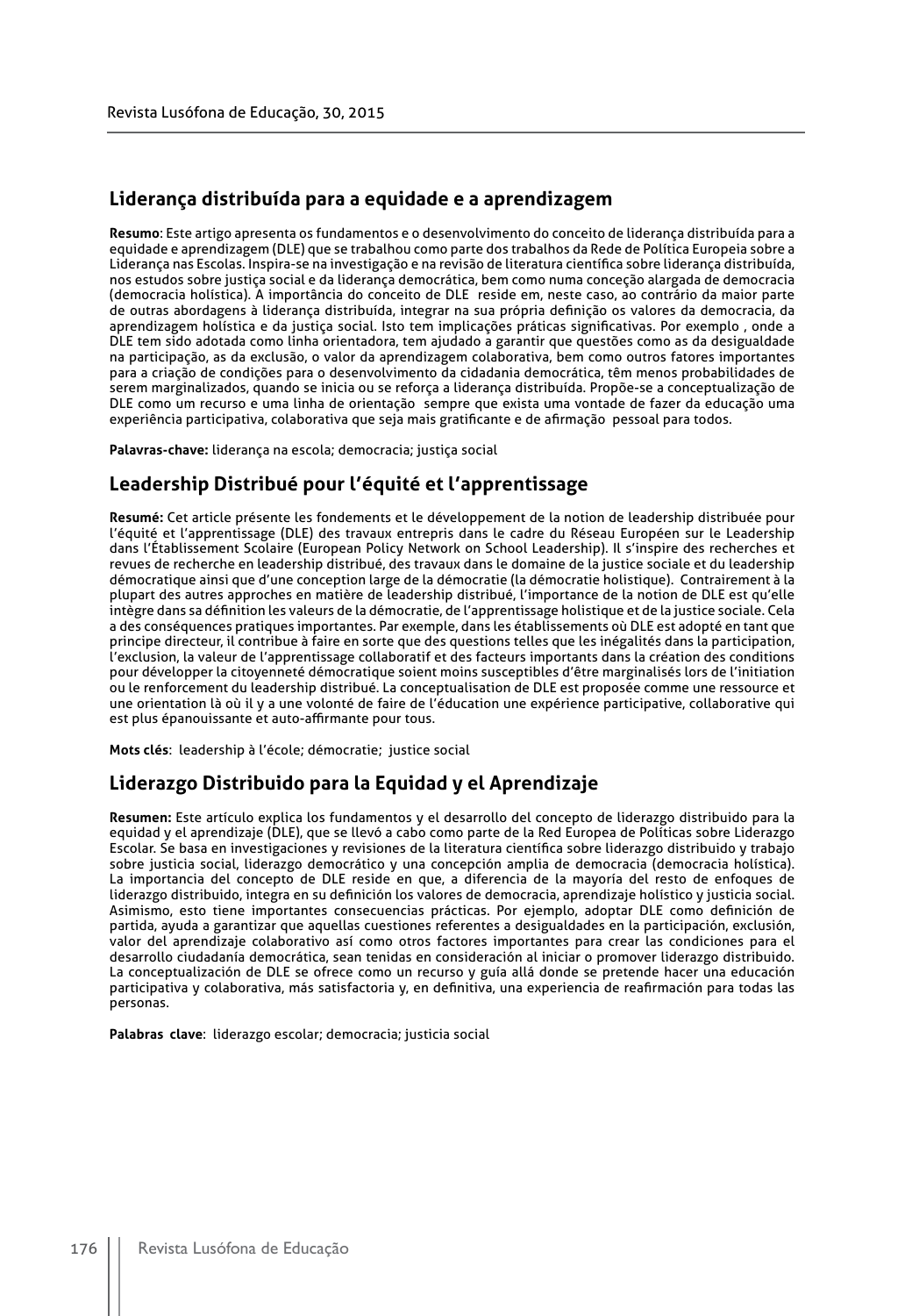## Liderança distribuída para a equidade e a aprendizagem

**Resumo**: Este artigo apresenta os fundamentos e o desenvolvimento do conceito de liderança distribuída para a equidade e aprendizagem (DLE) que se trabalhou como parte dos trabalhos da Rede de Política Europeia sobre a Liderança nas Escolas. Inspira-se na investigação e na revisão de literatura científica sobre liderança distribuída, nos estudos sobre justiça social e da liderança democrática, bem como numa conceção alargada de democracia (democracia holística). A importância do conceito de DLE reside em, neste caso, ao contrário da maior parte de outras abordagens à liderança distribuída, integrar na sua própria definição os valores da democracia, da aprendizagem holística e da justiça social. Isto tem implicações práticas significativas. Por exemplo , onde a DLE tem sido adotada como linha orientadora, tem ajudado a garantir que questões como as da desigualdade na participação, as da exclusão, o valor da aprendizagem colaborativa, bem como outros fatores importantes para a criação de condições para o desenvolvimento da cidadania democrática, têm menos probabilidades de serem marginalizados, quando se inicia ou se reforça a liderança distribuída. Propõe-se a conceptualização de DLE como um recurso e uma linha de orientação sempre que exista uma vontade de fazer da educação uma experiência participativa, colaborativa que seja mais gratificante e de afirmação pessoal para todos.

**Palavras-chave:** liderança na escola; democracia; justiça social

## Leadership Distribué pour l'équité et l'apprentissage

**Resumé:** Cet article présente les fondements et le développement de la notion de leadership distribuée pour l'équité et l'apprentissage (DLE) des travaux entrepris dans le cadre du Réseau Européen sur le Leadership dans l'Établissement Scolaire (European Policy Network on School Leadership). Il s'inspire des recherches et revues de recherche en leadership distribué, des travaux dans le domaine de la justice sociale et du leadership démocratique ainsi que d'une conception large de la démocratie (la démocratie holistique). Contrairement à la plupart des autres approches en matière de leadership distribué, l'importance de la notion de DLE est qu'elle intègre dans sa définition les valeurs de la démocratie, de l'apprentissage holistique et de la justice sociale. Cela a des conséquences pratiques importantes. Par exemple, dans les établissements où DLE est adopté en tant que principe directeur, il contribue à faire en sorte que des questions telles que les inégalités dans la participation, l'exclusion, la valeur de l'apprentissage collaboratif et des facteurs importants dans la création des conditions pour développer la citoyenneté démocratique soient moins susceptibles d'être marginalisés lors de l'initiation ou le renforcement du leadership distribué. La conceptualisation de DLE est proposée comme une ressource et une orientation là où il y a une volonté de faire de l'éducation une expérience participative, collaborative qui est plus épanouissante et auto-affirmante pour tous.

**Mots clés**: leadership à l'école; démocratie; justice social

## Liderazgo Distribuido para la Equidad y el Aprendizaje

**Resumen:** Este artículo explica los fundamentos y el desarrollo del concepto de liderazgo distribuido para la equidad y el aprendizaje (DLE), que se llevó a cabo como parte de la Red Europea de Políticas sobre Liderazgo Escolar. Se basa en investigaciones y revisiones de la literatura científica sobre liderazgo distribuido y trabajo sobre justicia social, liderazgo democrático y una concepción amplia de democracia (democracia holística). La importancia del concepto de DLE reside en que, a diferencia de la mayoría del resto de enfoques de liderazgo distribuido, integra en su definición los valores de democracia, aprendizaje holístico y justicia social. Asimismo, esto tiene importantes consecuencias prácticas. Por ejemplo, adoptar DLE como definición de partida, ayuda a garantizar que aquellas cuestiones referentes a desigualdades en la participación, exclusión, valor del aprendizaje colaborativo así como otros factores importantes para crear las condiciones para el desarrollo ciudadanía democrática, sean tenidas en consideración al iniciar o promover liderazgo distribuido. La conceptualización de DLE se ofrece como un recurso y guía allá donde se pretende hacer una educación participativa y colaborativa, más satisfactoria y, en definitiva, una experiencia de reafirmación para todas las personas.

**Palabras clave**: liderazgo escolar; democracia; justicia social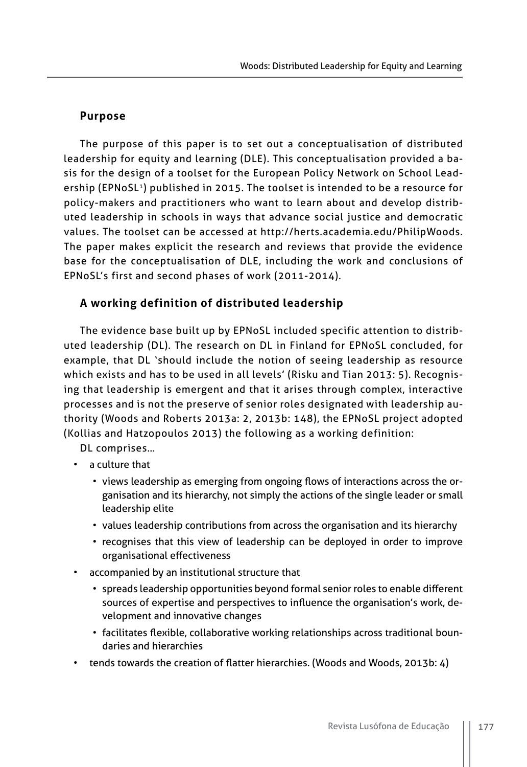## Purpose

The purpose of this paper is to set out a conceptualisation of distributed leadership for equity and learning (DLE). This conceptualisation provided a basis for the design of a toolset for the European Policy Network on School Leadership (EPNoSL[1]) published in 2015. The toolset is intended to be a resource for policy-makers and practitioners who want to learn about and develop distributed leadership in schools in ways that advance social justice and democratic values. The toolset can be accessed at http://herts.academia.edu/PhilipWoods. The paper makes explicit the research and reviews that provide the evidence base for the conceptualisation of DLE, including the work and conclusions of EPNoSL's first and second phases of work (2011-2014).

## A working definition of distributed leadership

The evidence base built up by EPNoSL included specific attention to distributed leadership (DL). The research on DL in Finland for EPNoSL concluded, for example, that DL 'should include the notion of seeing leadership as resource which exists and has to be used in all levels' (Risku and Tian 2013: 5). Recognising that leadership is emergent and that it arises through complex, interactive processes and is not the preserve of senior roles designated with leadership authority (Woods and Roberts 2013a: 2, 2013b: 148), the EPNoSL project adopted (Kollias and Hatzopoulos 2013) the following as a working definition:

DL comprises…

- a culture that
  - views leadership as emerging from ongoing flows of interactions across the organisation and its hierarchy, not simply the actions of the single leader or small leadership elite
  - values leadership contributions from across the organisation and its hierarchy
  - recognises that this view of leadership can be deployed in order to improve organisational effectiveness
- accompanied by an institutional structure that
  - spreads leadership opportunities beyond formal senior roles to enable different sources of expertise and perspectives to influence the organisation's work, development and innovative changes
  - facilitates flexible, collaborative working relationships across traditional boundaries and hierarchies
- tends towards the creation of flatter hierarchies. (Woods and Woods, 2013b: 4)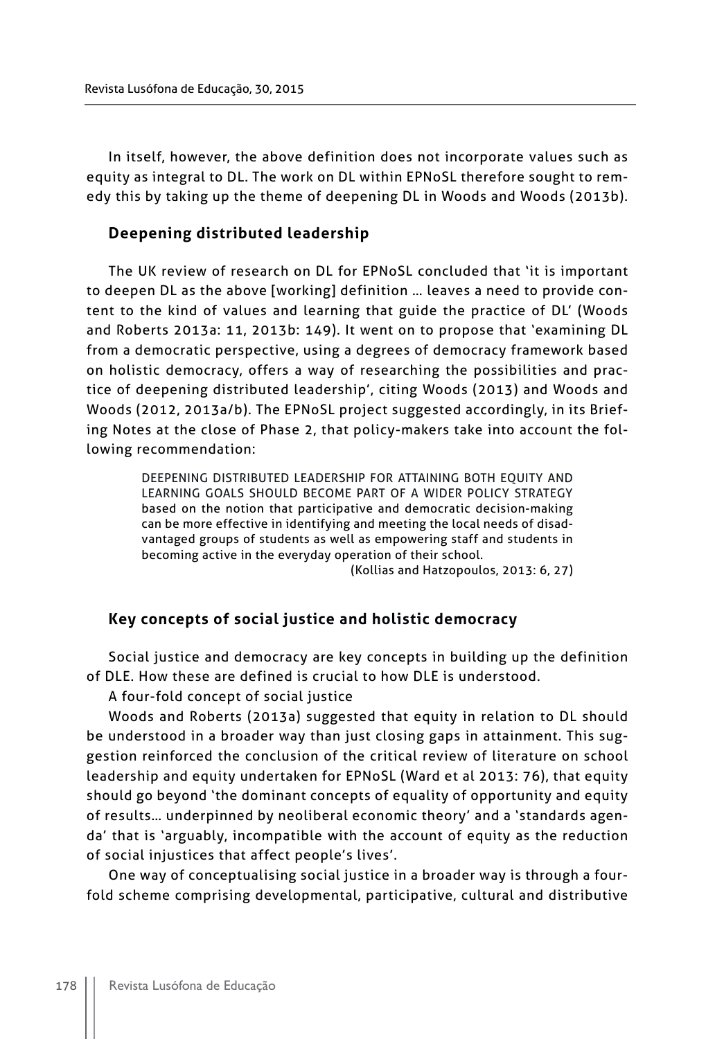In itself, however, the above definition does not incorporate values such as equity as integral to DL. The work on DL within EPNoSL therefore sought to remedy this by taking up the theme of deepening DL in Woods and Woods (2013b).

## Deepening distributed leadership

The UK review of research on DL for EPNoSL concluded that 'it is important to deepen DL as the above [working] definition … leaves a need to provide content to the kind of values and learning that guide the practice of DL' (Woods and Roberts 2013a: 11, 2013b: 149). It went on to propose that 'examining DL from a democratic perspective, using a degrees of democracy framework based on holistic democracy, offers a way of researching the possibilities and practice of deepening distributed leadership', citing Woods (2013) and Woods and Woods (2012, 2013a/b). The EPNoSL project suggested accordingly, in its Briefing Notes at the close of Phase 2, that policy-makers take into account the following recommendation:

> DEEPENING DISTRIBUTED LEADERSHIP FOR ATTAINING BOTH EQUITY AND LEARNING GOALS SHOULD BECOME PART OF A WIDER POLICY STRATEGY based on the notion that participative and democratic decision-making can be more effective in identifying and meeting the local needs of disadvantaged groups of students as well as empowering staff and students in becoming active in the everyday operation of their school.
>
> (Kollias and Hatzopoulos, 2013: 6, 27)

## Key concepts of social justice and holistic democracy

Social justice and democracy are key concepts in building up the definition of DLE. How these are defined is crucial to how DLE is understood.

A four-fold concept of social justice

Woods and Roberts (2013a) suggested that equity in relation to DL should be understood in a broader way than just closing gaps in attainment. This suggestion reinforced the conclusion of the critical review of literature on school leadership and equity undertaken for EPNoSL (Ward et al 2013: 76), that equity should go beyond 'the dominant concepts of equality of opportunity and equity of results… underpinned by neoliberal economic theory' and a 'standards agenda' that is 'arguably, incompatible with the account of equity as the reduction of social injustices that affect people's lives'.

One way of conceptualising social justice in a broader way is through a four-fold scheme comprising developmental, participative, cultural and distributive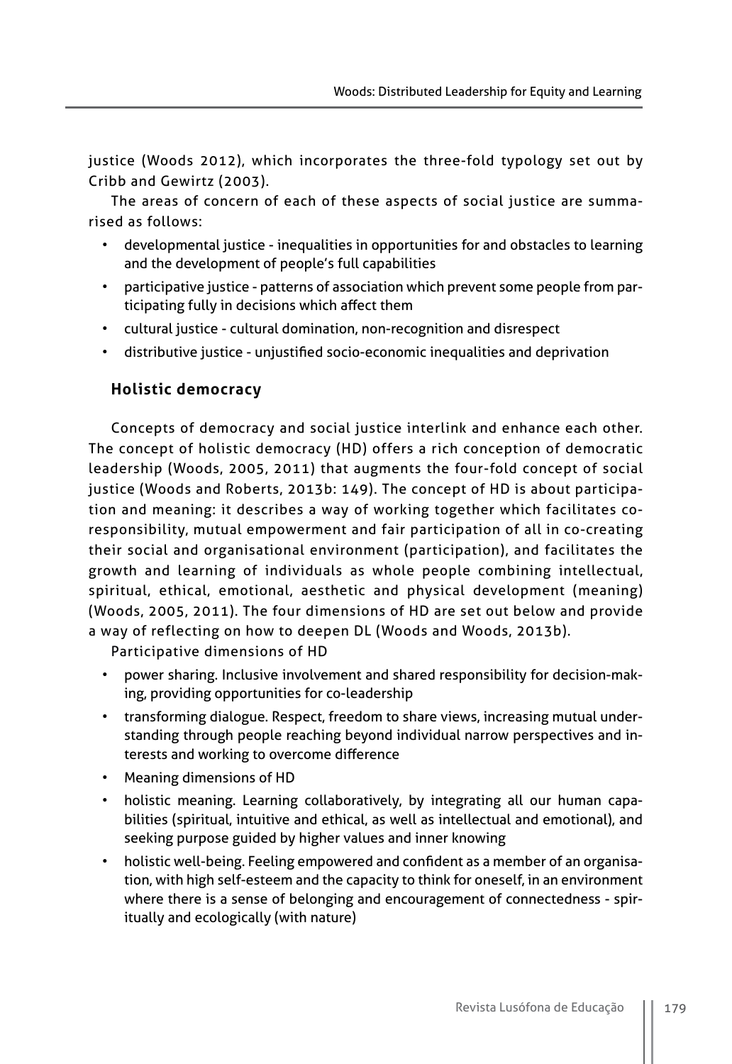justice (Woods 2012), which incorporates the three-fold typology set out by Cribb and Gewirtz (2003).

The areas of concern of each of these aspects of social justice are summarised as follows:

- developmental justice - inequalities in opportunities for and obstacles to learning and the development of people's full capabilities
- participative justice - patterns of association which prevent some people from participating fully in decisions which affect them
- cultural justice - cultural domination, non-recognition and disrespect
- distributive justice - unjustified socio-economic inequalities and deprivation

### Holistic democracy

Concepts of democracy and social justice interlink and enhance each other. The concept of holistic democracy (HD) offers a rich conception of democratic leadership (Woods, 2005, 2011) that augments the four-fold concept of social justice (Woods and Roberts, 2013b: 149). The concept of HD is about participation and meaning: it describes a way of working together which facilitates co-responsibility, mutual empowerment and fair participation of all in co-creating their social and organisational environment (participation), and facilitates the growth and learning of individuals as whole people combining intellectual, spiritual, ethical, emotional, aesthetic and physical development (meaning) (Woods, 2005, 2011). The four dimensions of HD are set out below and provide a way of reflecting on how to deepen DL (Woods and Woods, 2013b).

Participative dimensions of HD

- power sharing. Inclusive involvement and shared responsibility for decision-making, providing opportunities for co-leadership
- transforming dialogue. Respect, freedom to share views, increasing mutual understanding through people reaching beyond individual narrow perspectives and interests and working to overcome difference
- Meaning dimensions of HD
- holistic meaning. Learning collaboratively, by integrating all our human capabilities (spiritual, intuitive and ethical, as well as intellectual and emotional), and seeking purpose guided by higher values and inner knowing
- holistic well-being. Feeling empowered and confident as a member of an organisation, with high self-esteem and the capacity to think for oneself, in an environment where there is a sense of belonging and encouragement of connectedness - spiritually and ecologically (with nature)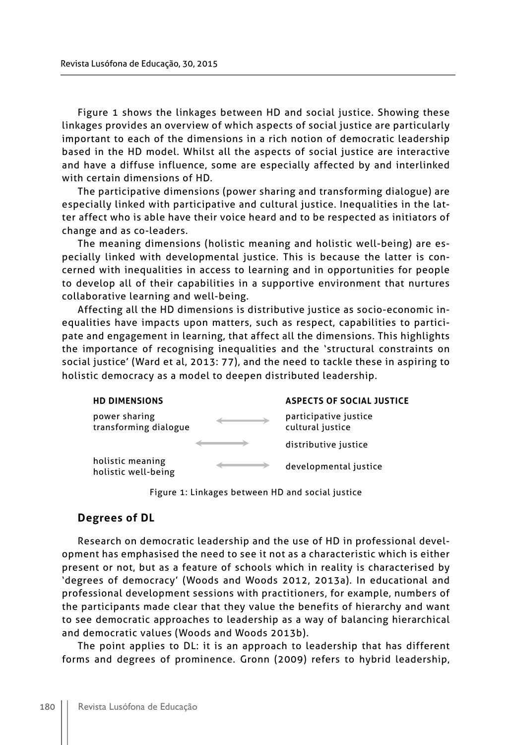Figure 1 shows the linkages between HD and social justice. Showing these linkages provides an overview of which aspects of social justice are particularly important to each of the dimensions in a rich notion of democratic leadership based in the HD model. Whilst all the aspects of social justice are interactive and have a diffuse influence, some are especially affected by and interlinked with certain dimensions of HD.

The participative dimensions (power sharing and transforming dialogue) are especially linked with participative and cultural justice. Inequalities in the latter affect who is able have their voice heard and to be respected as initiators of change and as co-leaders.

The meaning dimensions (holistic meaning and holistic well-being) are especially linked with developmental justice. This is because the latter is concerned with inequalities in access to learning and in opportunities for people to develop all of their capabilities in a supportive environment that nurtures collaborative learning and well-being.

Affecting all the HD dimensions is distributive justice as socio-economic inequalities have impacts upon matters, such as respect, capabilities to participate and engagement in learning, that affect all the dimensions. This highlights the importance of recognising inequalities and the 'structural constraints on social justice' (Ward et al, 2013: 77), and the need to tackle these in aspiring to holistic democracy as a model to deepen distributed leadership.

| HD DIMENSIONS | | ASPECTS OF SOCIAL JUSTICE |
|---|---|---|
| power sharing<br>transforming dialogue | ⟷ | participative justice<br>cultural justice |
| | ⟷ | distributive justice |
| holistic meaning<br>holistic well-being | ⟷ | developmental justice |

Figure 1: Linkages between HD and social justice

## Degrees of DL

Research on democratic leadership and the use of HD in professional development has emphasised the need to see it not as a characteristic which is either present or not, but as a feature of schools which in reality is characterised by 'degrees of democracy' (Woods and Woods 2012, 2013a). In educational and professional development sessions with practitioners, for example, numbers of the participants made clear that they value the benefits of hierarchy and want to see democratic approaches to leadership as a way of balancing hierarchical and democratic values (Woods and Woods 2013b).

The point applies to DL: it is an approach to leadership that has different forms and degrees of prominence. Gronn (2009) refers to hybrid leadership,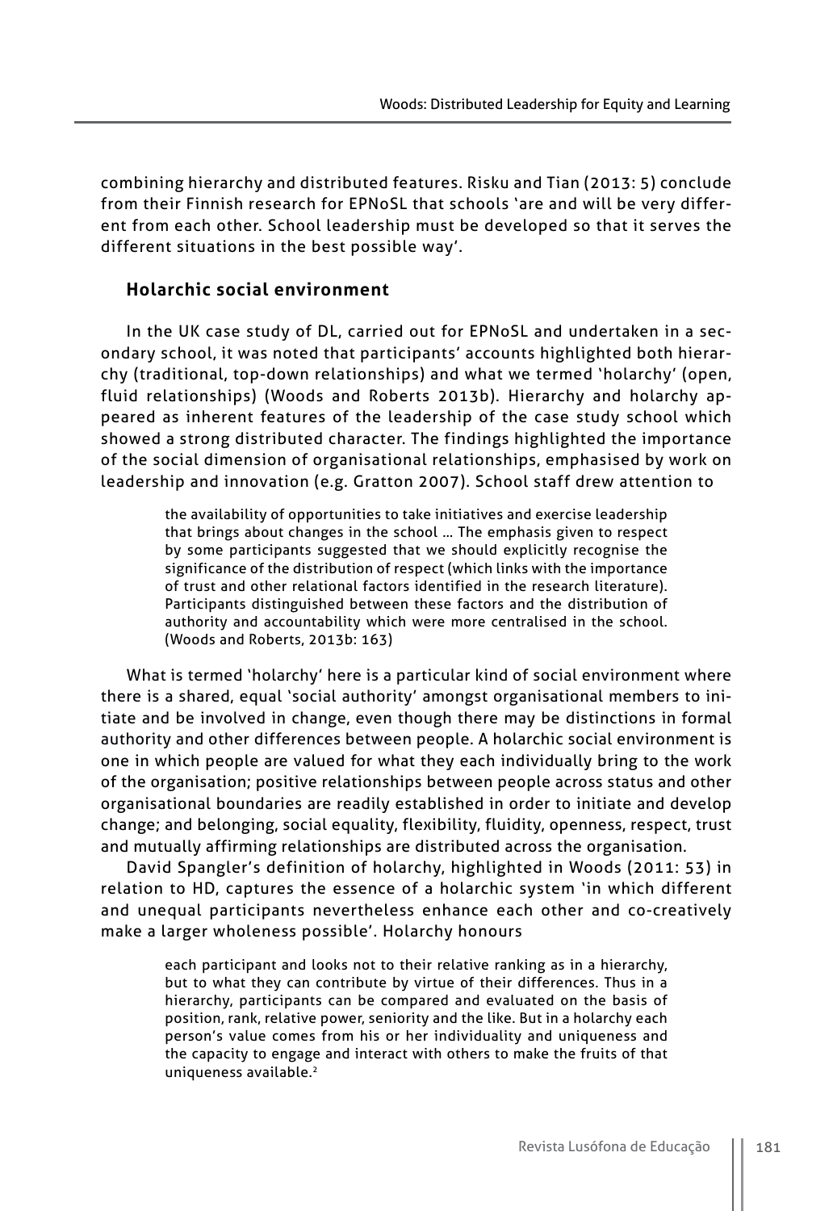combining hierarchy and distributed features. Risku and Tian (2013: 5) conclude from their Finnish research for EPNoSL that schools 'are and will be very different from each other. School leadership must be developed so that it serves the different situations in the best possible way'.

### Holarchic social environment

In the UK case study of DL, carried out for EPNoSL and undertaken in a secondary school, it was noted that participants' accounts highlighted both hierarchy (traditional, top-down relationships) and what we termed 'holarchy' (open, fluid relationships) (Woods and Roberts 2013b). Hierarchy and holarchy appeared as inherent features of the leadership of the case study school which showed a strong distributed character. The findings highlighted the importance of the social dimension of organisational relationships, emphasised by work on leadership and innovation (e.g. Gratton 2007). School staff drew attention to

> the availability of opportunities to take initiatives and exercise leadership that brings about changes in the school … The emphasis given to respect by some participants suggested that we should explicitly recognise the significance of the distribution of respect (which links with the importance of trust and other relational factors identified in the research literature). Participants distinguished between these factors and the distribution of authority and accountability which were more centralised in the school. (Woods and Roberts, 2013b: 163)

What is termed 'holarchy' here is a particular kind of social environment where there is a shared, equal 'social authority' amongst organisational members to initiate and be involved in change, even though there may be distinctions in formal authority and other differences between people. A holarchic social environment is one in which people are valued for what they each individually bring to the work of the organisation; positive relationships between people across status and other organisational boundaries are readily established in order to initiate and develop change; and belonging, social equality, flexibility, fluidity, openness, respect, trust and mutually affirming relationships are distributed across the organisation.

David Spangler's definition of holarchy, highlighted in Woods (2011: 53) in relation to HD, captures the essence of a holarchic system 'in which different and unequal participants nevertheless enhance each other and co-creatively make a larger wholeness possible'. Holarchy honours

> each participant and looks not to their relative ranking as in a hierarchy, but to what they can contribute by virtue of their differences. Thus in a hierarchy, participants can be compared and evaluated on the basis of position, rank, relative power, seniority and the like. But in a holarchy each person's value comes from his or her individuality and uniqueness and the capacity to engage and interact with others to make the fruits of that uniqueness available.[2]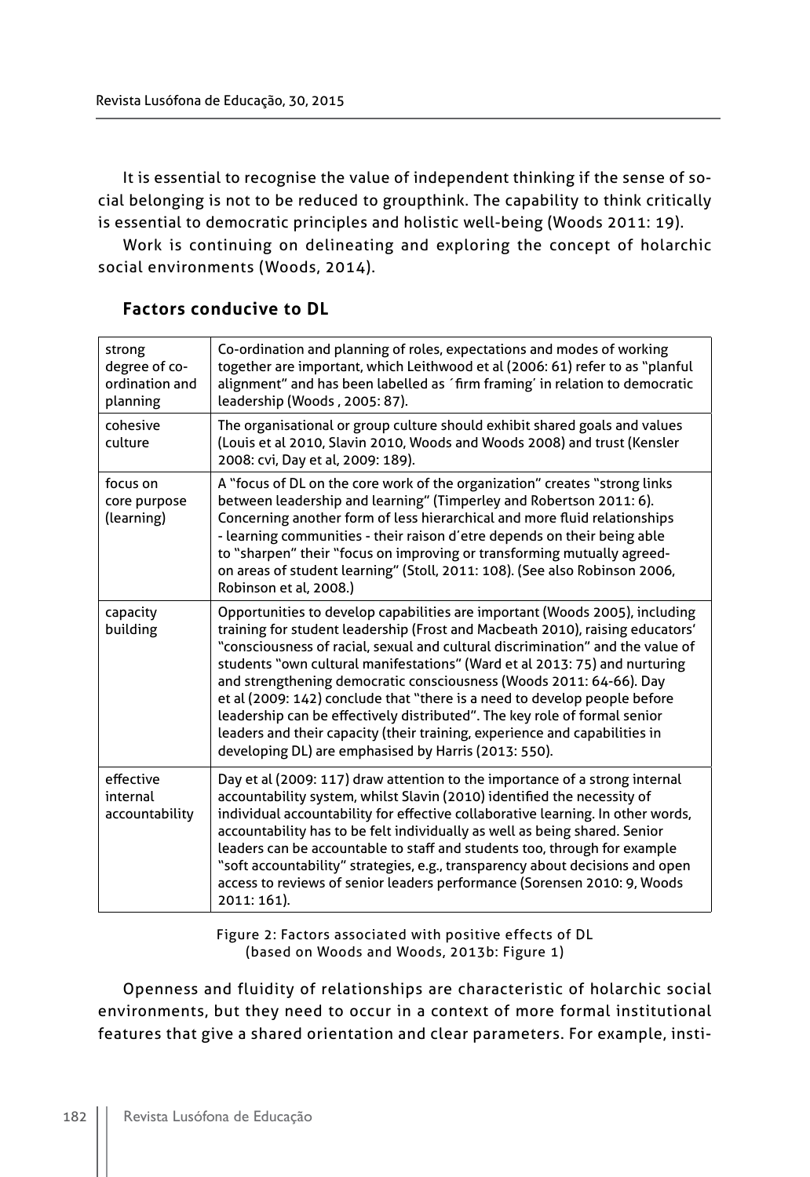It is essential to recognise the value of independent thinking if the sense of social belonging is not to be reduced to groupthink. The capability to think critically is essential to democratic principles and holistic well-being (Woods 2011: 19).

Work is continuing on delineating and exploring the concept of holarchic social environments (Woods, 2014).

### Factors conducive to DL

| | |
|---|---|
| strong degree of co-ordination and planning | Co-ordination and planning of roles, expectations and modes of working together are important, which Leithwood et al (2006: 61) refer to as "planful alignment" and has been labelled as ´firm framing´ in relation to democratic leadership (Woods , 2005: 87). |
| cohesive culture | The organisational or group culture should exhibit shared goals and values (Louis et al 2010, Slavin 2010, Woods and Woods 2008) and trust (Kensler 2008: cvi, Day et al, 2009: 189). |
| focus on core purpose (learning) | A "focus of DL on the core work of the organization" creates "strong links between leadership and learning" (Timperley and Robertson 2011: 6). Concerning another form of less hierarchical and more fluid relationships - learning communities - their raison d´etre depends on their being able to "sharpen" their "focus on improving or transforming mutually agreed-on areas of student learning" (Stoll, 2011: 108). (See also Robinson 2006, Robinson et al, 2008.) |
| capacity building | Opportunities to develop capabilities are important (Woods 2005), including training for student leadership (Frost and Macbeath 2010), raising educators' "consciousness of racial, sexual and cultural discrimination" and the value of students "own cultural manifestations" (Ward et al 2013: 75) and nurturing and strengthening democratic consciousness (Woods 2011: 64-66). Day et al (2009: 142) conclude that "there is a need to develop people before leadership can be effectively distributed". The key role of formal senior leaders and their capacity (their training, experience and capabilities in developing DL) are emphasised by Harris (2013: 550). |
| effective internal accountability | Day et al (2009: 117) draw attention to the importance of a strong internal accountability system, whilst Slavin (2010) identified the necessity of individual accountability for effective collaborative learning. In other words, accountability has to be felt individually as well as being shared. Senior leaders can be accountable to staff and students too, through for example "soft accountability" strategies, e.g., transparency about decisions and open access to reviews of senior leaders performance (Sorensen 2010: 9, Woods 2011: 161). |

Figure 2: Factors associated with positive effects of DL (based on Woods and Woods, 2013b: Figure 1)

Openness and fluidity of relationships are characteristic of holarchic social environments, but they need to occur in a context of more formal institutional features that give a shared orientation and clear parameters. For example, insti-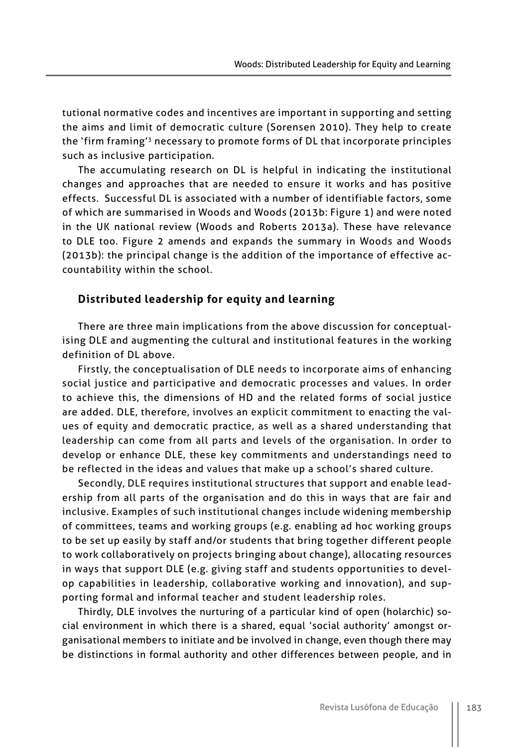tutional normative codes and incentives are important in supporting and setting the aims and limit of democratic culture (Sorensen 2010). They help to create the 'firm framing'[3] necessary to promote forms of DL that incorporate principles such as inclusive participation.

The accumulating research on DL is helpful in indicating the institutional changes and approaches that are needed to ensure it works and has positive effects. Successful DL is associated with a number of identifiable factors, some of which are summarised in Woods and Woods (2013b: Figure 1) and were noted in the UK national review (Woods and Roberts 2013a). These have relevance to DLE too. Figure 2 amends and expands the summary in Woods and Woods (2013b): the principal change is the addition of the importance of effective accountability within the school.

### Distributed leadership for equity and learning

There are three main implications from the above discussion for conceptualising DLE and augmenting the cultural and institutional features in the working definition of DL above.

Firstly, the conceptualisation of DLE needs to incorporate aims of enhancing social justice and participative and democratic processes and values. In order to achieve this, the dimensions of HD and the related forms of social justice are added. DLE, therefore, involves an explicit commitment to enacting the values of equity and democratic practice, as well as a shared understanding that leadership can come from all parts and levels of the organisation. In order to develop or enhance DLE, these key commitments and understandings need to be reflected in the ideas and values that make up a school's shared culture.

Secondly, DLE requires institutional structures that support and enable leadership from all parts of the organisation and do this in ways that are fair and inclusive. Examples of such institutional changes include widening membership of committees, teams and working groups (e.g. enabling ad hoc working groups to be set up easily by staff and/or students that bring together different people to work collaboratively on projects bringing about change), allocating resources in ways that support DLE (e.g. giving staff and students opportunities to develop capabilities in leadership, collaborative working and innovation), and supporting formal and informal teacher and student leadership roles.

Thirdly, DLE involves the nurturing of a particular kind of open (holarchic) social environment in which there is a shared, equal 'social authority' amongst organisational members to initiate and be involved in change, even though there may be distinctions in formal authority and other differences between people, and in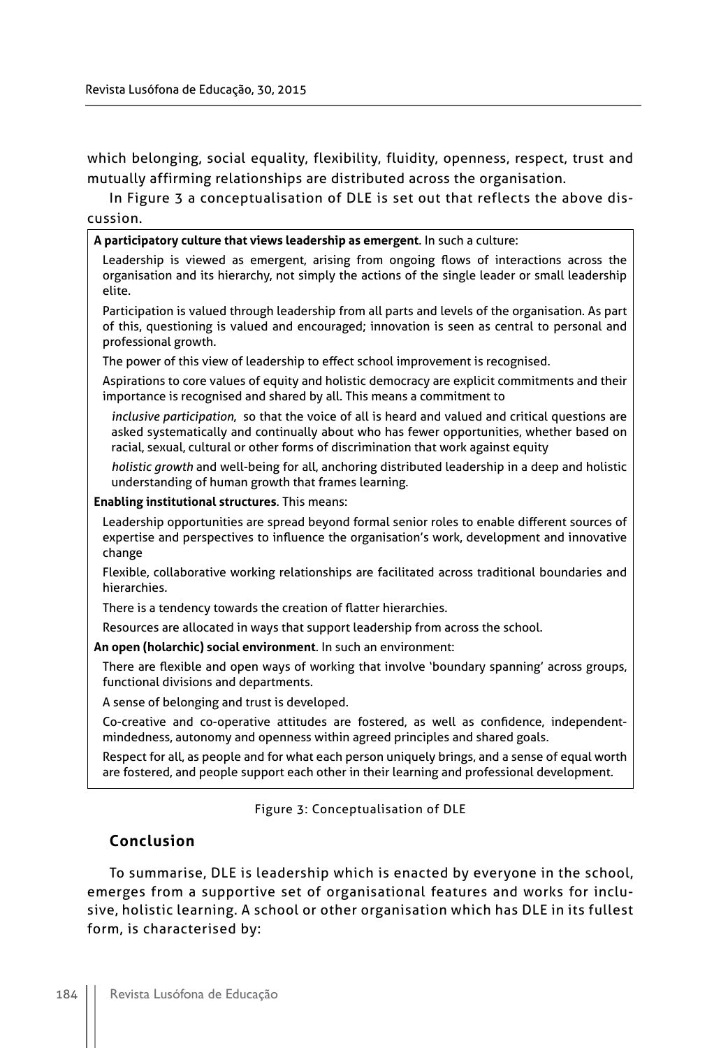which belonging, social equality, flexibility, fluidity, openness, respect, trust and mutually affirming relationships are distributed across the organisation.

In Figure 3 a conceptualisation of DLE is set out that reflects the above discussion.

**A participatory culture that views leadership as emergent**. In such a culture:

Leadership is viewed as emergent, arising from ongoing flows of interactions across the organisation and its hierarchy, not simply the actions of the single leader or small leadership elite.

Participation is valued through leadership from all parts and levels of the organisation. As part of this, questioning is valued and encouraged; innovation is seen as central to personal and professional growth.

The power of this view of leadership to effect school improvement is recognised.

Aspirations to core values of equity and holistic democracy are explicit commitments and their importance is recognised and shared by all. This means a commitment to

*inclusive participation*, so that the voice of all is heard and valued and critical questions are asked systematically and continually about who has fewer opportunities, whether based on racial, sexual, cultural or other forms of discrimination that work against equity

*holistic growth* and well-being for all, anchoring distributed leadership in a deep and holistic understanding of human growth that frames learning.

**Enabling institutional structures**. This means:

Leadership opportunities are spread beyond formal senior roles to enable different sources of expertise and perspectives to influence the organisation's work, development and innovative change

Flexible, collaborative working relationships are facilitated across traditional boundaries and hierarchies.

There is a tendency towards the creation of flatter hierarchies.

Resources are allocated in ways that support leadership from across the school.

**An open (holarchic) social environment**. In such an environment:

There are flexible and open ways of working that involve 'boundary spanning' across groups, functional divisions and departments.

A sense of belonging and trust is developed.

Co-creative and co-operative attitudes are fostered, as well as confidence, independent-mindedness, autonomy and openness within agreed principles and shared goals.

Respect for all, as people and for what each person uniquely brings, and a sense of equal worth are fostered, and people support each other in their learning and professional development.

Figure 3: Conceptualisation of DLE

## Conclusion

To summarise, DLE is leadership which is enacted by everyone in the school, emerges from a supportive set of organisational features and works for inclusive, holistic learning. A school or other organisation which has DLE in its fullest form, is characterised by: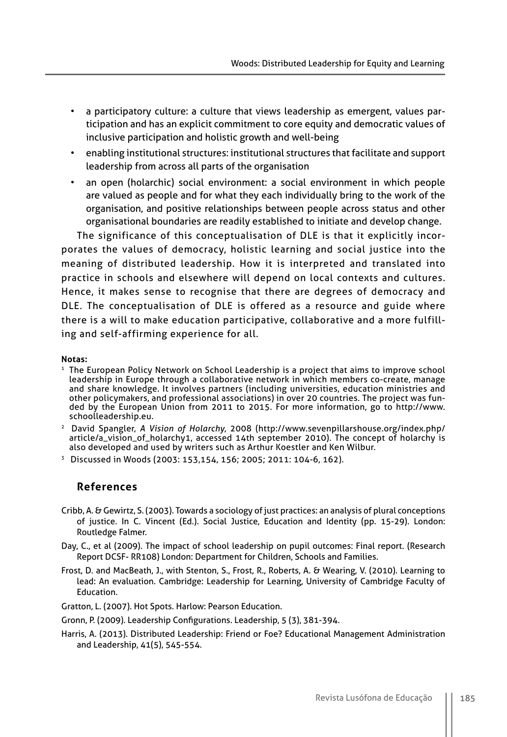- a participatory culture: a culture that views leadership as emergent, values participation and has an explicit commitment to core equity and democratic values of inclusive participation and holistic growth and well-being
- enabling institutional structures: institutional structures that facilitate and support leadership from across all parts of the organisation
- an open (holarchic) social environment: a social environment in which people are valued as people and for what they each individually bring to the work of the organisation, and positive relationships between people across status and other organisational boundaries are readily established to initiate and develop change.

The significance of this conceptualisation of DLE is that it explicitly incorporates the values of democracy, holistic learning and social justice into the meaning of distributed leadership. How it is interpreted and translated into practice in schools and elsewhere will depend on local contexts and cultures. Hence, it makes sense to recognise that there are degrees of democracy and DLE. The conceptualisation of DLE is offered as a resource and guide where there is a will to make education participative, collaborative and a more fulfilling and self-affirming experience for all.

**Notas:**

[1] The European Policy Network on School Leadership is a project that aims to improve school leadership in Europe through a collaborative network in which members co-create, manage and share knowledge. It involves partners (including universities, education ministries and other policymakers, and professional associations) in over 20 countries. The project was funded by the European Union from 2011 to 2015. For more information, go to http://www.schoolleadership.eu.

[2] David Spangler, *A Vision of Holarchy*, 2008 (http://www.sevenpillarshouse.org/index.php/article/a_vision_of_holarchy1, accessed 14th september 2010). The concept of holarchy is also developed and used by writers such as Arthur Koestler and Ken Wilbur.

[3] Discussed in Woods (2003: 153,154, 156; 2005; 2011: 104-6, 162).

## References

Cribb, A. & Gewirtz, S. (2003). Towards a sociology of just practices: an analysis of plural conceptions of justice. In C. Vincent (Ed.). Social Justice, Education and Identity (pp. 15-29). London: Routledge Falmer.

Day, C., et al (2009). The impact of school leadership on pupil outcomes: Final report. (Research Report DCSF- RR108) London: Department for Children, Schools and Families.

Frost, D. and MacBeath, J., with Stenton, S., Frost, R., Roberts, A. & Wearing, V. (2010). Learning to lead: An evaluation. Cambridge: Leadership for Learning, University of Cambridge Faculty of Education.

Gratton, L. (2007). Hot Spots. Harlow: Pearson Education.

Gronn, P. (2009). Leadership Configurations. Leadership, 5 (3), 381-394.

Harris, A. (2013). Distributed Leadership: Friend or Foe? Educational Management Administration and Leadership, 41(5), 545-554.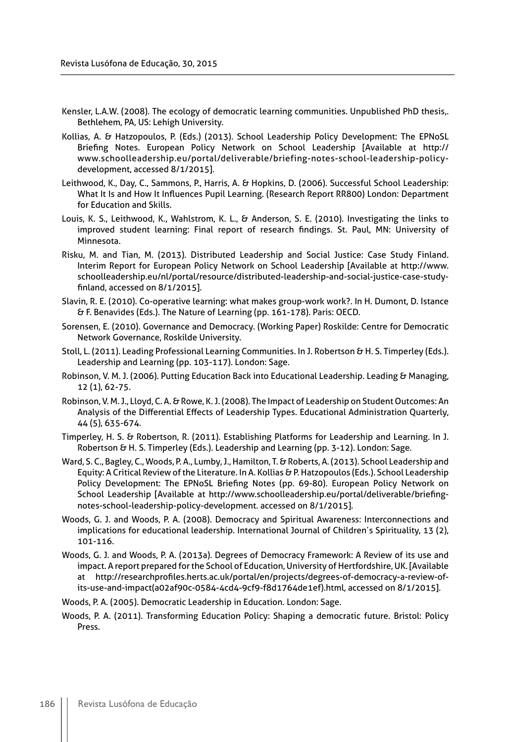Kensler, L.A.W. (2008). The ecology of democratic learning communities. Unpublished PhD thesis,. Bethlehem, PA, US: Lehigh University.

Kollias, A. & Hatzopoulos, P. (Eds.) (2013). School Leadership Policy Development: The EPNoSL Briefing Notes. European Policy Network on School Leadership [Available at http://www.schoolleadership.eu/portal/deliverable/briefing-notes-school-leadership-policy-development, accessed 8/1/2015].

Leithwood, K., Day, C., Sammons, P., Harris, A. & Hopkins, D. (2006). Successful School Leadership: What It Is and How It Influences Pupil Learning. (Research Report RR800) London: Department for Education and Skills.

Louis, K. S., Leithwood, K., Wahlstrom, K. L., & Anderson, S. E. (2010). Investigating the links to improved student learning: Final report of research findings. St. Paul, MN: University of Minnesota.

Risku, M. and Tian, M. (2013). Distributed Leadership and Social Justice: Case Study Finland. Interim Report for European Policy Network on School Leadership [Available at http://www.schoolleadership.eu/nl/portal/resource/distributed-leadership-and-social-justice-case-study-finland, accessed on 8/1/2015].

Slavin, R. E. (2010). Co-operative learning: what makes group-work work?. In H. Dumont, D. Istance & F. Benavides (Eds.). The Nature of Learning (pp. 161-178). Paris: OECD.

Sorensen, E. (2010). Governance and Democracy. (Working Paper) Roskilde: Centre for Democratic Network Governance, Roskilde University.

Stoll, L. (2011). Leading Professional Learning Communities. In J. Robertson & H. S. Timperley (Eds.). Leadership and Learning (pp. 103-117). London: Sage.

Robinson, V. M. J. (2006). Putting Education Back into Educational Leadership. Leading & Managing, 12 (1), 62-75.

Robinson, V. M. J., Lloyd, C. A. & Rowe, K. J. (2008). The Impact of Leadership on Student Outcomes: An Analysis of the Differential Effects of Leadership Types. Educational Administration Quarterly, 44 (5), 635-674.

Timperley, H. S. & Robertson, R. (2011). Establishing Platforms for Leadership and Learning. In J. Robertson & H. S. Timperley (Eds.). Leadership and Learning (pp. 3-12). London: Sage.

Ward, S. C., Bagley, C., Woods, P. A., Lumby, J., Hamilton, T. & Roberts, A. (2013). School Leadership and Equity: A Critical Review of the Literature. In A. Kollias & P. Hatzopoulos (Eds.). School Leadership Policy Development: The EPNoSL Briefing Notes (pp. 69-80). European Policy Network on School Leadership [Available at http://www.schoolleadership.eu/portal/deliverable/briefing-notes-school-leadership-policy-development. accessed on 8/1/2015].

Woods, G. J. and Woods, P. A. (2008). Democracy and Spiritual Awareness: Interconnections and implications for educational leadership. International Journal of Children´s Spirituality, 13 (2), 101-116.

Woods, G. J. and Woods, P. A. (2013a). Degrees of Democracy Framework: A Review of its use and impact. A report prepared for the School of Education, University of Hertfordshire, UK. [Available at http://researchprofiles.herts.ac.uk/portal/en/projects/degrees-of-democracy-a-review-of-its-use-and-impact(a02af90c-0584-4cd4-9cf9-f8d1764de1ef).html, accessed on 8/1/2015].

Woods, P. A. (2005). Democratic Leadership in Education. London: Sage.

Woods, P. A. (2011). Transforming Education Policy: Shaping a democratic future. Bristol: Policy Press.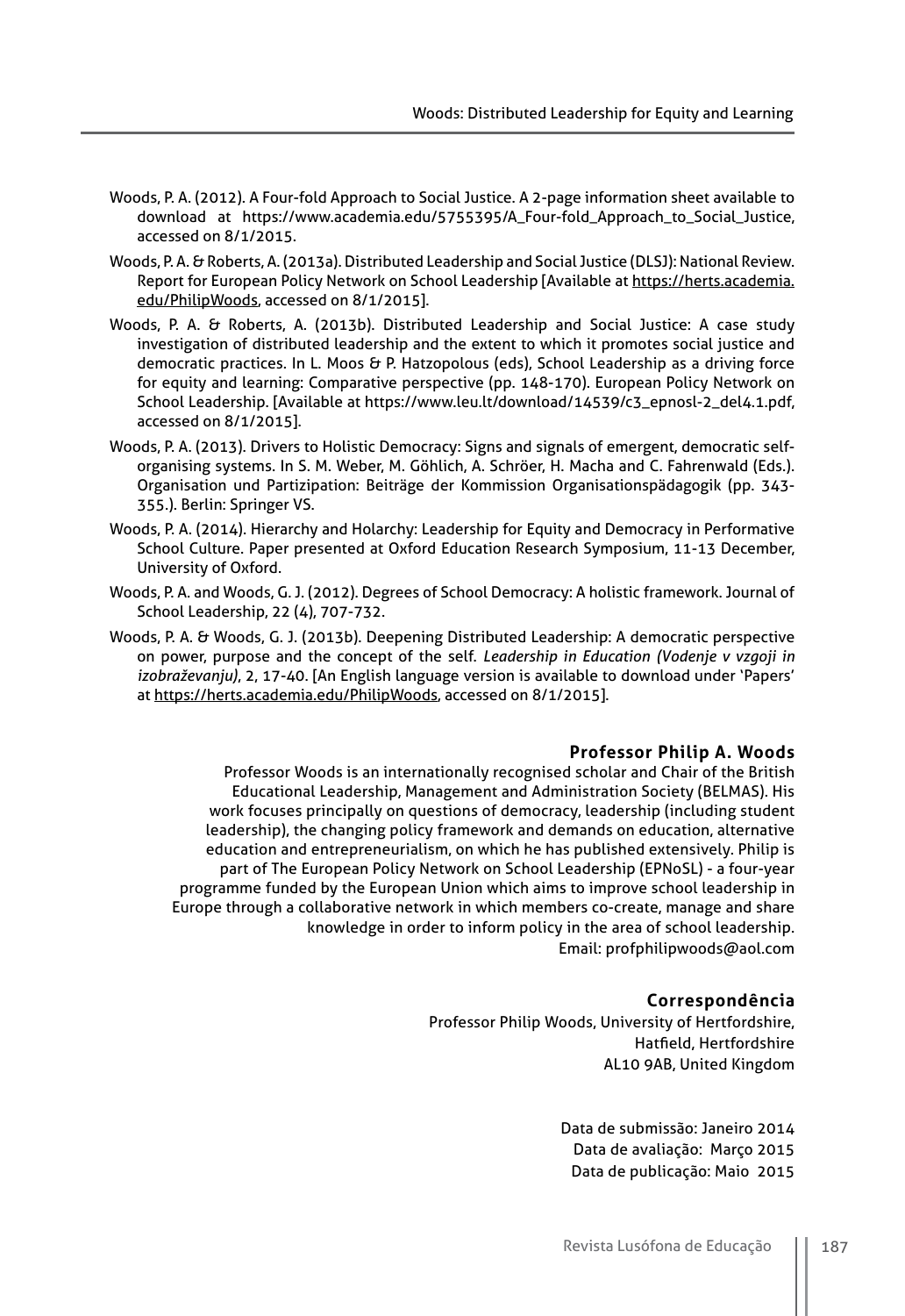Woods, P. A. (2012). A Four-fold Approach to Social Justice. A 2-page information sheet available to download at https://www.academia.edu/5755395/A_Four-fold_Approach_to_Social_Justice, accessed on 8/1/2015.

Woods, P. A. & Roberts, A. (2013a). Distributed Leadership and Social Justice (DLSJ): National Review. Report for European Policy Network on School Leadership [Available at https://herts.academia.edu/PhilipWoods, accessed on 8/1/2015].

Woods, P. A. & Roberts, A. (2013b). Distributed Leadership and Social Justice: A case study investigation of distributed leadership and the extent to which it promotes social justice and democratic practices. In L. Moos & P. Hatzopolous (eds), School Leadership as a driving force for equity and learning: Comparative perspective (pp. 148-170). European Policy Network on School Leadership. [Available at https://www.leu.lt/download/14539/c3_epnosl-2_del4.1.pdf, accessed on 8/1/2015].

Woods, P. A. (2013). Drivers to Holistic Democracy: Signs and signals of emergent, democratic self-organising systems. In S. M. Weber, M. Göhlich, A. Schröer, H. Macha and C. Fahrenwald (Eds.). Organisation und Partizipation: Beiträge der Kommission Organisationspädagogik (pp. 343-355.). Berlin: Springer VS.

Woods, P. A. (2014). Hierarchy and Holarchy: Leadership for Equity and Democracy in Performative School Culture. Paper presented at Oxford Education Research Symposium, 11-13 December, University of Oxford.

Woods, P. A. and Woods, G. J. (2012). Degrees of School Democracy: A holistic framework. Journal of School Leadership, 22 (4), 707-732.

Woods, P. A. & Woods, G. J. (2013b). Deepening Distributed Leadership: A democratic perspective on power, purpose and the concept of the self. *Leadership in Education (Vodenje v vzgoji in izobraževanju)*, 2, 17-40. [An English language version is available to download under 'Papers' at https://herts.academia.edu/PhilipWoods, accessed on 8/1/2015].

**Professor Philip A. Woods**

Professor Woods is an internationally recognised scholar and Chair of the British Educational Leadership, Management and Administration Society (BELMAS). His work focuses principally on questions of democracy, leadership (including student leadership), the changing policy framework and demands on education, alternative education and entrepreneurialism, on which he has published extensively. Philip is part of The European Policy Network on School Leadership (EPNoSL) - a four-year programme funded by the European Union which aims to improve school leadership in Europe through a collaborative network in which members co-create, manage and share knowledge in order to inform policy in the area of school leadership.
Email: profphilipwoods@aol.com

**Correspondência**

Professor Philip Woods, University of Hertfordshire,
Hatfield, Hertfordshire
AL10 9AB, United Kingdom

Data de submissão: Janeiro 2014
Data de avaliação: Março 2015
Data de publicação: Maio 2015